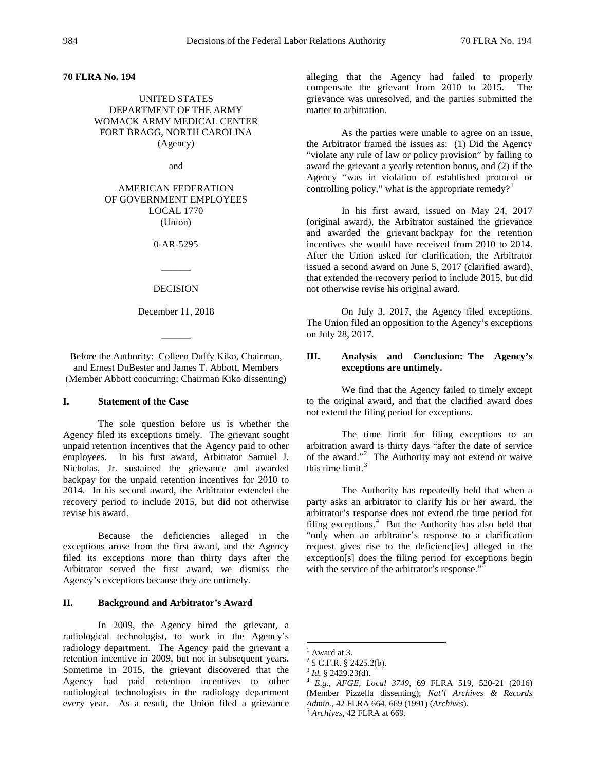**70 FLRA No. 194**

UNITED STATES
DEPARTMENT OF THE ARMY
WOMACK ARMY MEDICAL CENTER
FORT BRAGG, NORTH CAROLINA
(Agency)

and

AMERICAN FEDERATION
OF GOVERNMENT EMPLOYEES
LOCAL 1770
(Union)

0-AR-5295

______

DECISION

December 11, 2018

______

Before the Authority: Colleen Duffy Kiko, Chairman, and Ernest DuBester and James T. Abbott, Members (Member Abbott concurring; Chairman Kiko dissenting)

## I. Statement of the Case

The sole question before us is whether the Agency filed its exceptions timely. The grievant sought unpaid retention incentives that the Agency paid to other employees. In his first award, Arbitrator Samuel J. Nicholas, Jr. sustained the grievance and awarded backpay for the unpaid retention incentives for 2010 to 2014. In his second award, the Arbitrator extended the recovery period to include 2015, but did not otherwise revise his award.

Because the deficiencies alleged in the exceptions arose from the first award, and the Agency filed its exceptions more than thirty days after the Arbitrator served the first award, we dismiss the Agency's exceptions because they are untimely.

## II. Background and Arbitrator's Award

In 2009, the Agency hired the grievant, a radiological technologist, to work in the Agency's radiology department. The Agency paid the grievant a retention incentive in 2009, but not in subsequent years. Sometime in 2015, the grievant discovered that the Agency had paid retention incentives to other radiological technologists in the radiology department every year. As a result, the Union filed a grievance alleging that the Agency had failed to properly compensate the grievant from 2010 to 2015. The grievance was unresolved, and the parties submitted the matter to arbitration.

As the parties were unable to agree on an issue, the Arbitrator framed the issues as: (1) Did the Agency "violate any rule of law or policy provision" by failing to award the grievant a yearly retention bonus, and (2) if the Agency "was in violation of established protocol or controlling policy," what is the appropriate remedy?[1]

In his first award, issued on May 24, 2017 (original award), the Arbitrator sustained the grievance and awarded the grievant backpay for the retention incentives she would have received from 2010 to 2014. After the Union asked for clarification, the Arbitrator issued a second award on June 5, 2017 (clarified award), that extended the recovery period to include 2015, but did not otherwise revise his original award.

On July 3, 2017, the Agency filed exceptions. The Union filed an opposition to the Agency's exceptions on July 28, 2017.

## III. Analysis and Conclusion: The Agency's exceptions are untimely.

We find that the Agency failed to timely except to the original award, and that the clarified award does not extend the filing period for exceptions.

The time limit for filing exceptions to an arbitration award is thirty days "after the date of service of the award."[2] The Authority may not extend or waive this time limit.[3]

The Authority has repeatedly held that when a party asks an arbitrator to clarify his or her award, the arbitrator's response does not extend the time period for filing exceptions.[4] But the Authority has also held that "only when an arbitrator's response to a clarification request gives rise to the deficienc[ies] alleged in the exception[s] does the filing period for exceptions begin with the service of the arbitrator's response."[5]

---

[1] Award at 3.

[2] 5 C.F.R. § 2425.2(b).

[3] *Id.* § 2429.23(d).

[4] *E.g.*, *AFGE, Local 3749*, 69 FLRA 519, 520-21 (2016) (Member Pizzella dissenting); *Nat'l Archives & Records Admin.*, 42 FLRA 664, 669 (1991) (*Archives*).

[5] *Archives*, 42 FLRA at 669.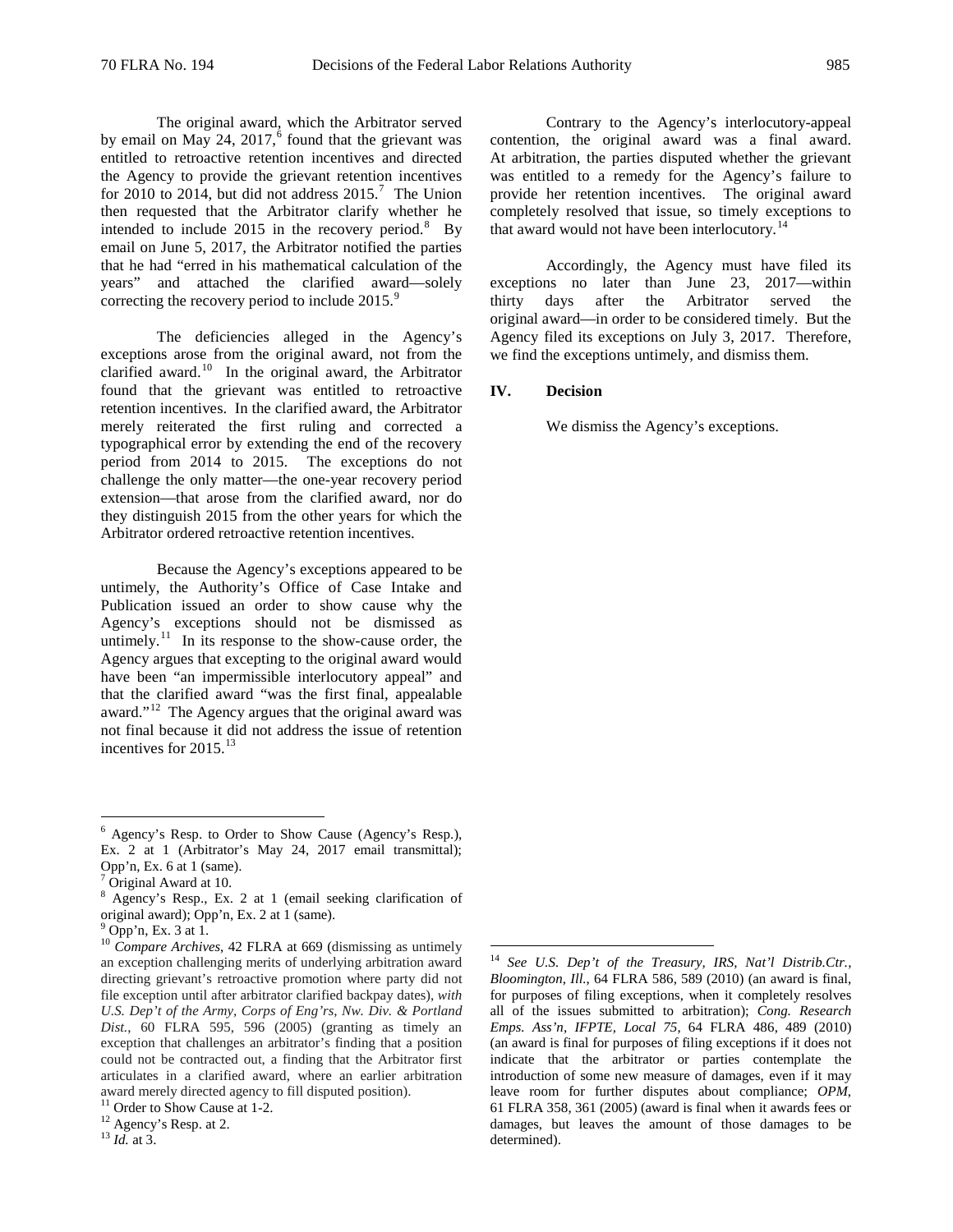The original award, which the Arbitrator served by email on May 24, 2017,[6] found that the grievant was entitled to retroactive retention incentives and directed the Agency to provide the grievant retention incentives for 2010 to 2014, but did not address 2015.[7] The Union then requested that the Arbitrator clarify whether he intended to include 2015 in the recovery period.[8] By email on June 5, 2017, the Arbitrator notified the parties that he had "erred in his mathematical calculation of the years" and attached the clarified award—solely correcting the recovery period to include 2015.[9]

The deficiencies alleged in the Agency's exceptions arose from the original award, not from the clarified award.[10] In the original award, the Arbitrator found that the grievant was entitled to retroactive retention incentives. In the clarified award, the Arbitrator merely reiterated the first ruling and corrected a typographical error by extending the end of the recovery period from 2014 to 2015. The exceptions do not challenge the only matter—the one-year recovery period extension—that arose from the clarified award, nor do they distinguish 2015 from the other years for which the Arbitrator ordered retroactive retention incentives.

Because the Agency's exceptions appeared to be untimely, the Authority's Office of Case Intake and Publication issued an order to show cause why the Agency's exceptions should not be dismissed as untimely.[11] In its response to the show-cause order, the Agency argues that excepting to the original award would have been "an impermissible interlocutory appeal" and that the clarified award "was the first final, appealable award."[12] The Agency argues that the original award was not final because it did not address the issue of retention incentives for 2015.[13]

Contrary to the Agency's interlocutory-appeal contention, the original award was a final award. At arbitration, the parties disputed whether the grievant was entitled to a remedy for the Agency's failure to provide her retention incentives. The original award completely resolved that issue, so timely exceptions to that award would not have been interlocutory.[14]

Accordingly, the Agency must have filed its exceptions no later than June 23, 2017—within thirty days after the Arbitrator served the original award—in order to be considered timely. But the Agency filed its exceptions on July 3, 2017. Therefore, we find the exceptions untimely, and dismiss them.

## IV. Decision

We dismiss the Agency's exceptions.

---

[6] Agency's Resp. to Order to Show Cause (Agency's Resp.), Ex. 2 at 1 (Arbitrator's May 24, 2017 email transmittal); Opp'n, Ex. 6 at 1 (same).

[7] Original Award at 10.

[8] Agency's Resp., Ex. 2 at 1 (email seeking clarification of original award); Opp'n, Ex. 2 at 1 (same).

[9] Opp'n, Ex. 3 at 1.

[10] *Compare Archives*, 42 FLRA at 669 (dismissing as untimely an exception challenging merits of underlying arbitration award directing grievant's retroactive promotion where party did not file exception until after arbitrator clarified backpay dates), *with U.S. Dep't of the Army, Corps of Eng'rs, Nw. Div. & Portland Dist.*, 60 FLRA 595, 596 (2005) (granting as timely an exception that challenges an arbitrator's finding that a position could not be contracted out, a finding that the Arbitrator first articulates in a clarified award, where an earlier arbitration award merely directed agency to fill disputed position).

[11] Order to Show Cause at 1-2.

[12] Agency's Resp. at 2.

[13] *Id.* at 3.

[14] *See U.S. Dep't of the Treasury, IRS, Nat'l Distrib.Ctr., Bloomington, Ill.*, 64 FLRA 586, 589 (2010) (an award is final, for purposes of filing exceptions, when it completely resolves all of the issues submitted to arbitration); *Cong. Research Emps. Ass'n, IFPTE, Local 75*, 64 FLRA 486, 489 (2010) (an award is final for purposes of filing exceptions if it does not indicate that the arbitrator or parties contemplate the introduction of some new measure of damages, even if it may leave room for further disputes about compliance; *OPM*, 61 FLRA 358, 361 (2005) (award is final when it awards fees or damages, but leaves the amount of those damages to be determined).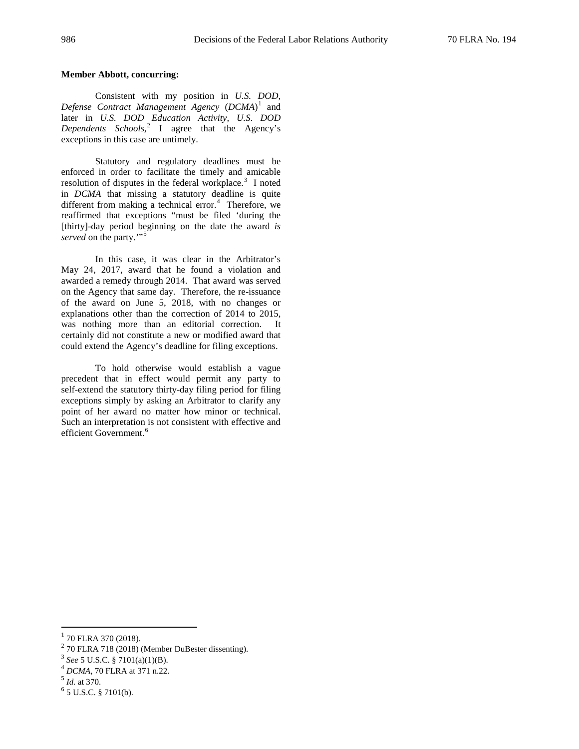**Member Abbott, concurring:**

Consistent with my position in *U.S. DOD, Defense Contract Management Agency* (*DCMA*)[1] and later in *U.S. DOD Education Activity, U.S. DOD Dependents Schools*,[2] I agree that the Agency's exceptions in this case are untimely.

Statutory and regulatory deadlines must be enforced in order to facilitate the timely and amicable resolution of disputes in the federal workplace.[3] I noted in *DCMA* that missing a statutory deadline is quite different from making a technical error.[4] Therefore, we reaffirmed that exceptions "must be filed 'during the [thirty]-day period beginning on the date the award *is served* on the party.'"[5]

In this case, it was clear in the Arbitrator's May 24, 2017, award that he found a violation and awarded a remedy through 2014. That award was served on the Agency that same day. Therefore, the re-issuance of the award on June 5, 2018, with no changes or explanations other than the correction of 2014 to 2015, was nothing more than an editorial correction. It certainly did not constitute a new or modified award that could extend the Agency's deadline for filing exceptions.

To hold otherwise would establish a vague precedent that in effect would permit any party to self-extend the statutory thirty-day filing period for filing exceptions simply by asking an Arbitrator to clarify any point of her award no matter how minor or technical. Such an interpretation is not consistent with effective and efficient Government.[6]

---

[1] 70 FLRA 370 (2018).

[2] 70 FLRA 718 (2018) (Member DuBester dissenting).

[3] *See* 5 U.S.C. § 7101(a)(1)(B).

[4] *DCMA*, 70 FLRA at 371 n.22.

[5] *Id.* at 370.

[6] 5 U.S.C. § 7101(b).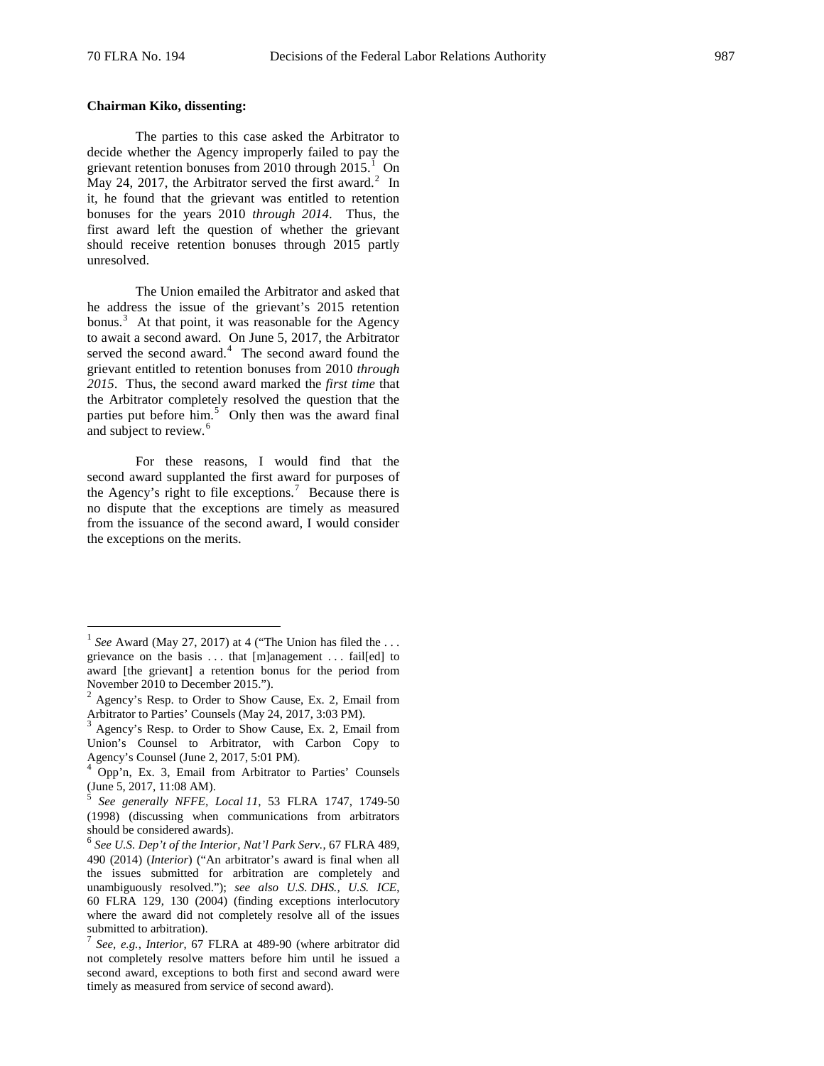**Chairman Kiko, dissenting:**

The parties to this case asked the Arbitrator to decide whether the Agency improperly failed to pay the grievant retention bonuses from 2010 through 2015.[1] On May 24, 2017, the Arbitrator served the first award.[2] In it, he found that the grievant was entitled to retention bonuses for the years 2010 *through 2014*. Thus, the first award left the question of whether the grievant should receive retention bonuses through 2015 partly unresolved.

The Union emailed the Arbitrator and asked that he address the issue of the grievant's 2015 retention bonus.[3] At that point, it was reasonable for the Agency to await a second award. On June 5, 2017, the Arbitrator served the second award.[4] The second award found the grievant entitled to retention bonuses from 2010 *through 2015*. Thus, the second award marked the *first time* that the Arbitrator completely resolved the question that the parties put before him.[5] Only then was the award final and subject to review.[6]

For these reasons, I would find that the second award supplanted the first award for purposes of the Agency's right to file exceptions.[7] Because there is no dispute that the exceptions are timely as measured from the issuance of the second award, I would consider the exceptions on the merits.

---

[1] *See* Award (May 27, 2017) at 4 ("The Union has filed the . . . grievance on the basis . . . that [m]anagement . . . fail[ed] to award [the grievant] a retention bonus for the period from November 2010 to December 2015.").

[2] Agency's Resp. to Order to Show Cause, Ex. 2, Email from Arbitrator to Parties' Counsels (May 24, 2017, 3:03 PM).

[3] Agency's Resp. to Order to Show Cause, Ex. 2, Email from Union's Counsel to Arbitrator, with Carbon Copy to Agency's Counsel (June 2, 2017, 5:01 PM).

[4] Opp'n, Ex. 3, Email from Arbitrator to Parties' Counsels (June 5, 2017, 11:08 AM).

[5] *See generally NFFE, Local 11*, 53 FLRA 1747, 1749-50 (1998) (discussing when communications from arbitrators should be considered awards).

[6] *See U.S. Dep't of the Interior, Nat'l Park Serv.*, 67 FLRA 489, 490 (2014) (*Interior*) ("An arbitrator's award is final when all the issues submitted for arbitration are completely and unambiguously resolved."); *see also U.S. DHS., U.S. ICE*, 60 FLRA 129, 130 (2004) (finding exceptions interlocutory where the award did not completely resolve all of the issues submitted to arbitration).

[7] *See, e.g.*, *Interior*, 67 FLRA at 489-90 (where arbitrator did not completely resolve matters before him until he issued a second award, exceptions to both first and second award were timely as measured from service of second award).